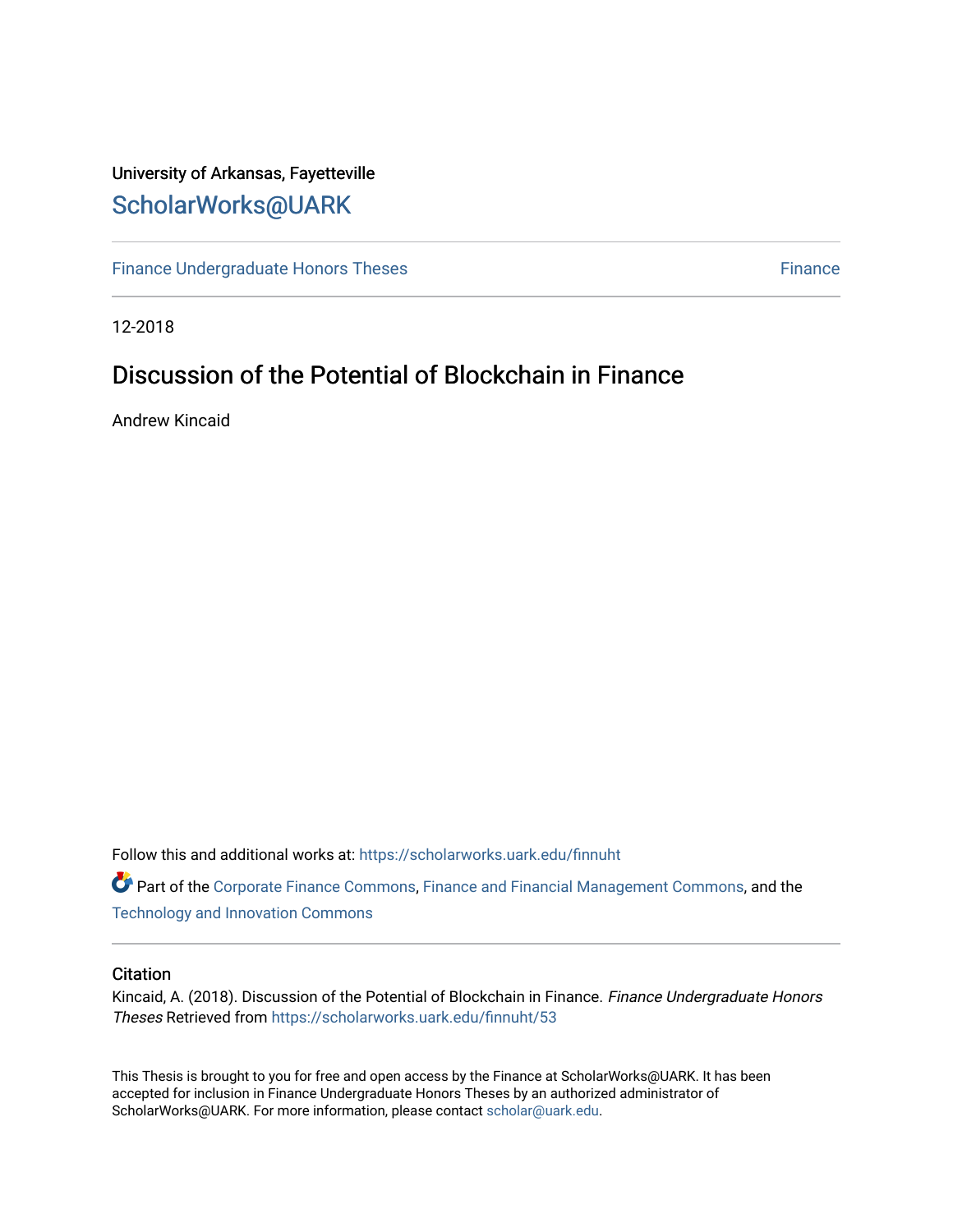University of Arkansas, Fayetteville

ScholarWorks@UARK

Finance Undergraduate Honors Theses | Finance

12-2018

# Discussion of the Potential of Blockchain in Finance

Andrew Kincaid

Follow this and additional works at: https://scholarworks.uark.edu/finnuht

Part of the Corporate Finance Commons, Finance and Financial Management Commons, and the Technology and Innovation Commons

## Citation

Kincaid, A. (2018). Discussion of the Potential of Blockchain in Finance. *Finance Undergraduate Honors Theses* Retrieved from https://scholarworks.uark.edu/finnuht/53

This Thesis is brought to you for free and open access by the Finance at ScholarWorks@UARK. It has been accepted for inclusion in Finance Undergraduate Honors Theses by an authorized administrator of ScholarWorks@UARK. For more information, please contact scholar@uark.edu.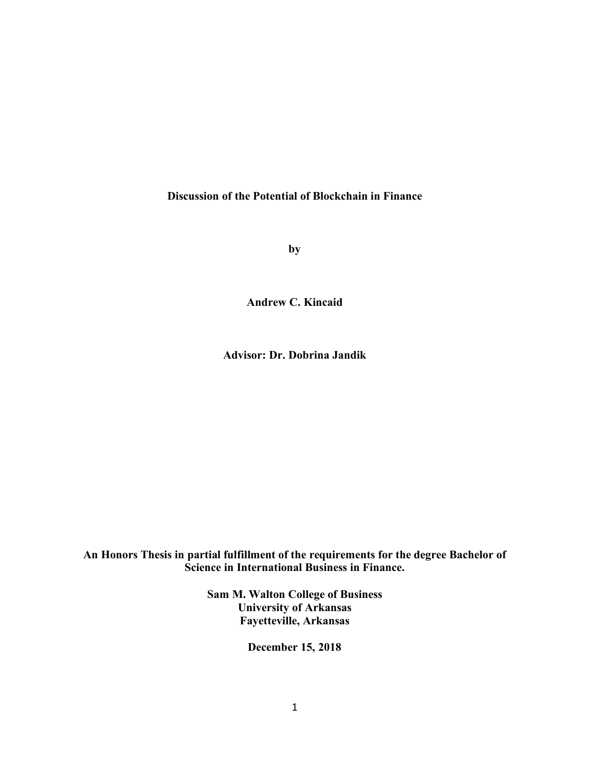**Discussion of the Potential of Blockchain in Finance**

**by**

**Andrew C. Kincaid**

**Advisor: Dr. Dobrina Jandik**

**An Honors Thesis in partial fulfillment of the requirements for the degree Bachelor of Science in International Business in Finance.**

**Sam M. Walton College of Business**
**University of Arkansas**
**Fayetteville, Arkansas**

**December 15, 2018**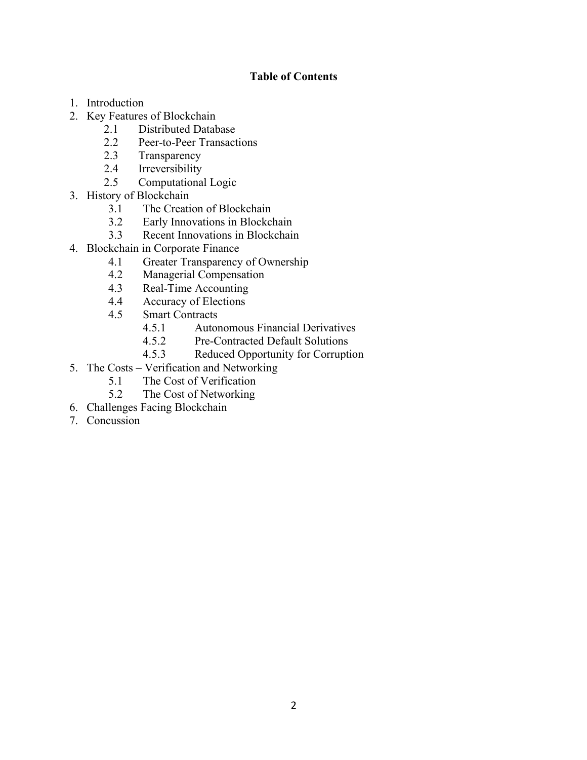**Table of Contents**

1. Introduction
2. Key Features of Blockchain
    - 2.1 Distributed Database
    - 2.2 Peer-to-Peer Transactions
    - 2.3 Transparency
    - 2.4 Irreversibility
    - 2.5 Computational Logic
3. History of Blockchain
    - 3.1 The Creation of Blockchain
    - 3.2 Early Innovations in Blockchain
    - 3.3 Recent Innovations in Blockchain
4. Blockchain in Corporate Finance
    - 4.1 Greater Transparency of Ownership
    - 4.2 Managerial Compensation
    - 4.3 Real-Time Accounting
    - 4.4 Accuracy of Elections
    - 4.5 Smart Contracts
        - 4.5.1 Autonomous Financial Derivatives
        - 4.5.2 Pre-Contracted Default Solutions
        - 4.5.3 Reduced Opportunity for Corruption
5. The Costs – Verification and Networking
    - 5.1 The Cost of Verification
    - 5.2 The Cost of Networking
6. Challenges Facing Blockchain
7. Concussion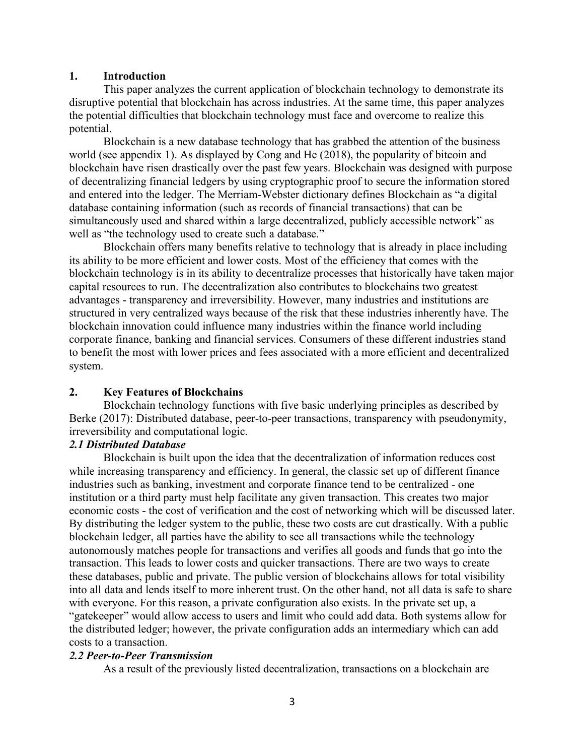## 1. Introduction

This paper analyzes the current application of blockchain technology to demonstrate its disruptive potential that blockchain has across industries. At the same time, this paper analyzes the potential difficulties that blockchain technology must face and overcome to realize this potential.

Blockchain is a new database technology that has grabbed the attention of the business world (see appendix 1). As displayed by Cong and He (2018), the popularity of bitcoin and blockchain have risen drastically over the past few years. Blockchain was designed with purpose of decentralizing financial ledgers by using cryptographic proof to secure the information stored and entered into the ledger. The Merriam-Webster dictionary defines Blockchain as "a digital database containing information (such as records of financial transactions) that can be simultaneously used and shared within a large decentralized, publicly accessible network" as well as "the technology used to create such a database."

Blockchain offers many benefits relative to technology that is already in place including its ability to be more efficient and lower costs. Most of the efficiency that comes with the blockchain technology is in its ability to decentralize processes that historically have taken major capital resources to run. The decentralization also contributes to blockchains two greatest advantages - transparency and irreversibility. However, many industries and institutions are structured in very centralized ways because of the risk that these industries inherently have. The blockchain innovation could influence many industries within the finance world including corporate finance, banking and financial services. Consumers of these different industries stand to benefit the most with lower prices and fees associated with a more efficient and decentralized system.

## 2. Key Features of Blockchains

Blockchain technology functions with five basic underlying principles as described by Berke (2017): Distributed database, peer-to-peer transactions, transparency with pseudonymity, irreversibility and computational logic.

### *2.1 Distributed Database*

Blockchain is built upon the idea that the decentralization of information reduces cost while increasing transparency and efficiency. In general, the classic set up of different finance industries such as banking, investment and corporate finance tend to be centralized - one institution or a third party must help facilitate any given transaction. This creates two major economic costs - the cost of verification and the cost of networking which will be discussed later. By distributing the ledger system to the public, these two costs are cut drastically. With a public blockchain ledger, all parties have the ability to see all transactions while the technology autonomously matches people for transactions and verifies all goods and funds that go into the transaction. This leads to lower costs and quicker transactions. There are two ways to create these databases, public and private. The public version of blockchains allows for total visibility into all data and lends itself to more inherent trust. On the other hand, not all data is safe to share with everyone. For this reason, a private configuration also exists. In the private set up, a "gatekeeper" would allow access to users and limit who could add data. Both systems allow for the distributed ledger; however, the private configuration adds an intermediary which can add costs to a transaction.

### *2.2 Peer-to-Peer Transmission*

As a result of the previously listed decentralization, transactions on a blockchain are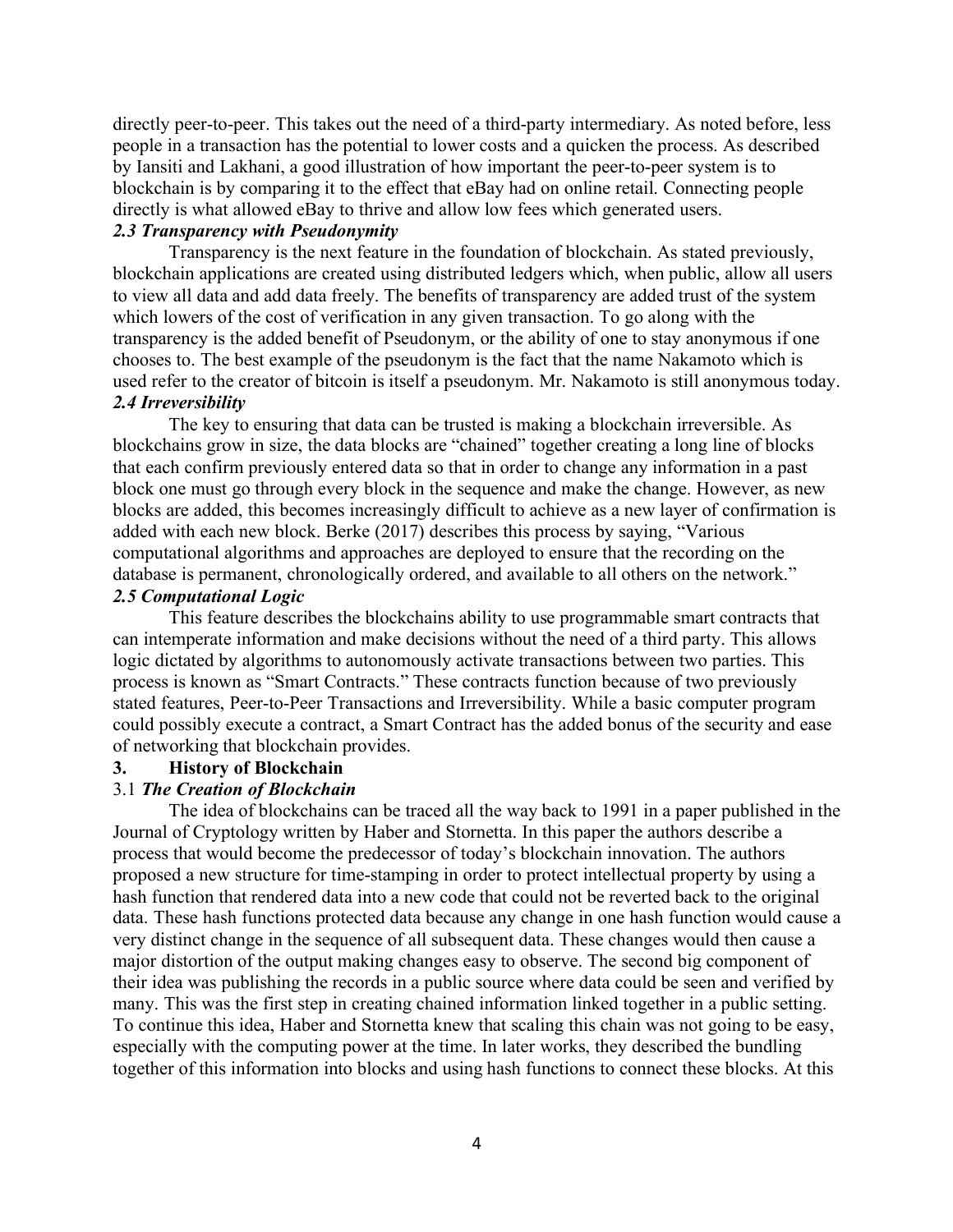directly peer-to-peer. This takes out the need of a third-party intermediary. As noted before, less people in a transaction has the potential to lower costs and a quicken the process. As described by Iansiti and Lakhani, a good illustration of how important the peer-to-peer system is to blockchain is by comparing it to the effect that eBay had on online retail. Connecting people directly is what allowed eBay to thrive and allow low fees which generated users.

### *2.3 Transparency with Pseudonymity*

Transparency is the next feature in the foundation of blockchain. As stated previously, blockchain applications are created using distributed ledgers which, when public, allow all users to view all data and add data freely. The benefits of transparency are added trust of the system which lowers of the cost of verification in any given transaction. To go along with the transparency is the added benefit of Pseudonym, or the ability of one to stay anonymous if one chooses to. The best example of the pseudonym is the fact that the name Nakamoto which is used refer to the creator of bitcoin is itself a pseudonym. Mr. Nakamoto is still anonymous today.

### *2.4 Irreversibility*

The key to ensuring that data can be trusted is making a blockchain irreversible. As blockchains grow in size, the data blocks are "chained" together creating a long line of blocks that each confirm previously entered data so that in order to change any information in a past block one must go through every block in the sequence and make the change. However, as new blocks are added, this becomes increasingly difficult to achieve as a new layer of confirmation is added with each new block. Berke (2017) describes this process by saying, "Various computational algorithms and approaches are deployed to ensure that the recording on the database is permanent, chronologically ordered, and available to all others on the network."

### *2.5 Computational Logic*

This feature describes the blockchains ability to use programmable smart contracts that can intemperate information and make decisions without the need of a third party. This allows logic dictated by algorithms to autonomously activate transactions between two parties. This process is known as "Smart Contracts." These contracts function because of two previously stated features, Peer-to-Peer Transactions and Irreversibility. While a basic computer program could possibly execute a contract, a Smart Contract has the added bonus of the security and ease of networking that blockchain provides.

## 3. History of Blockchain

### 3.1 *The Creation of Blockchain*

The idea of blockchains can be traced all the way back to 1991 in a paper published in the Journal of Cryptology written by Haber and Stornetta. In this paper the authors describe a process that would become the predecessor of today's blockchain innovation. The authors proposed a new structure for time-stamping in order to protect intellectual property by using a hash function that rendered data into a new code that could not be reverted back to the original data. These hash functions protected data because any change in one hash function would cause a very distinct change in the sequence of all subsequent data. These changes would then cause a major distortion of the output making changes easy to observe. The second big component of their idea was publishing the records in a public source where data could be seen and verified by many. This was the first step in creating chained information linked together in a public setting. To continue this idea, Haber and Stornetta knew that scaling this chain was not going to be easy, especially with the computing power at the time. In later works, they described the bundling together of this information into blocks and using hash functions to connect these blocks. At this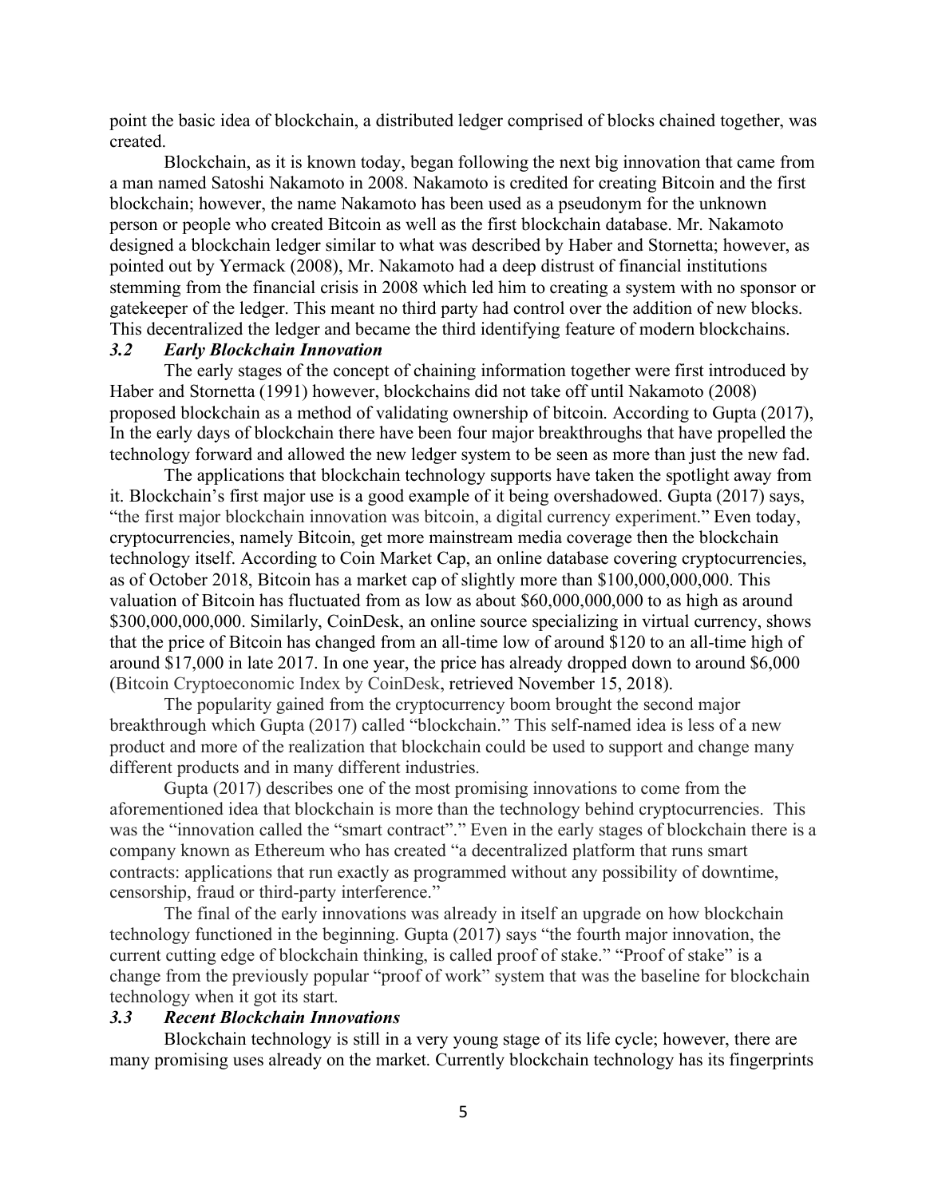point the basic idea of blockchain, a distributed ledger comprised of blocks chained together, was created.

Blockchain, as it is known today, began following the next big innovation that came from a man named Satoshi Nakamoto in 2008. Nakamoto is credited for creating Bitcoin and the first blockchain; however, the name Nakamoto has been used as a pseudonym for the unknown person or people who created Bitcoin as well as the first blockchain database. Mr. Nakamoto designed a blockchain ledger similar to what was described by Haber and Stornetta; however, as pointed out by Yermack (2008), Mr. Nakamoto had a deep distrust of financial institutions stemming from the financial crisis in 2008 which led him to creating a system with no sponsor or gatekeeper of the ledger. This meant no third party had control over the addition of new blocks. This decentralized the ledger and became the third identifying feature of modern blockchains.

### *3.2 Early Blockchain Innovation*

The early stages of the concept of chaining information together were first introduced by Haber and Stornetta (1991) however, blockchains did not take off until Nakamoto (2008) proposed blockchain as a method of validating ownership of bitcoin. According to Gupta (2017), In the early days of blockchain there have been four major breakthroughs that have propelled the technology forward and allowed the new ledger system to be seen as more than just the new fad.

The applications that blockchain technology supports have taken the spotlight away from it. Blockchain's first major use is a good example of it being overshadowed. Gupta (2017) says, "the first major blockchain innovation was bitcoin, a digital currency experiment." Even today, cryptocurrencies, namely Bitcoin, get more mainstream media coverage then the blockchain technology itself. According to Coin Market Cap, an online database covering cryptocurrencies, as of October 2018, Bitcoin has a market cap of slightly more than \$100,000,000,000. This valuation of Bitcoin has fluctuated from as low as about \$60,000,000,000 to as high as around \$300,000,000,000. Similarly, CoinDesk, an online source specializing in virtual currency, shows that the price of Bitcoin has changed from an all-time low of around \$120 to an all-time high of around \$17,000 in late 2017. In one year, the price has already dropped down to around \$6,000 (Bitcoin Cryptoeconomic Index by CoinDesk, retrieved November 15, 2018).

The popularity gained from the cryptocurrency boom brought the second major breakthrough which Gupta (2017) called "blockchain." This self-named idea is less of a new product and more of the realization that blockchain could be used to support and change many different products and in many different industries.

Gupta (2017) describes one of the most promising innovations to come from the aforementioned idea that blockchain is more than the technology behind cryptocurrencies. This was the "innovation called the "smart contract"." Even in the early stages of blockchain there is a company known as Ethereum who has created "a decentralized platform that runs smart contracts: applications that run exactly as programmed without any possibility of downtime, censorship, fraud or third-party interference."

The final of the early innovations was already in itself an upgrade on how blockchain technology functioned in the beginning. Gupta (2017) says "the fourth major innovation, the current cutting edge of blockchain thinking, is called proof of stake." "Proof of stake" is a change from the previously popular "proof of work" system that was the baseline for blockchain technology when it got its start.

### *3.3 Recent Blockchain Innovations*

Blockchain technology is still in a very young stage of its life cycle; however, there are many promising uses already on the market. Currently blockchain technology has its fingerprints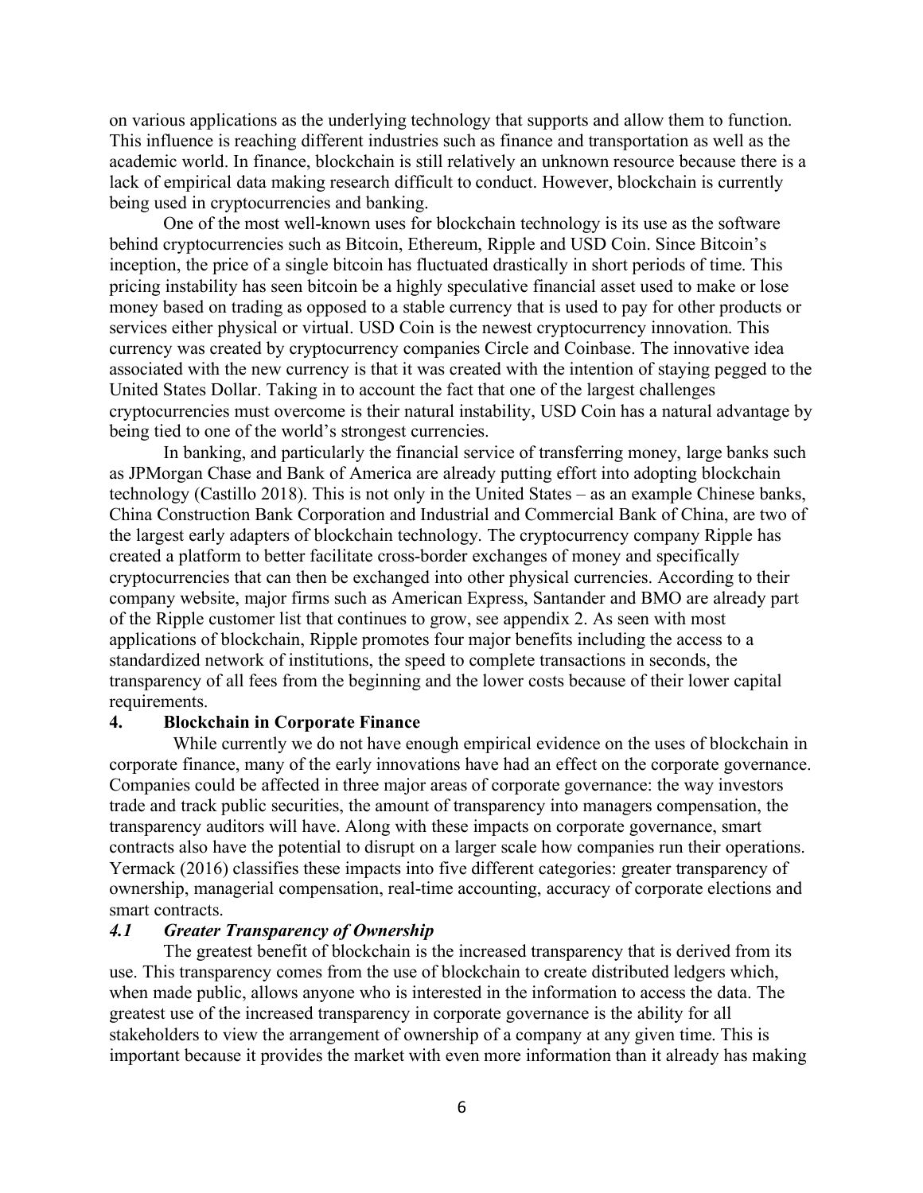on various applications as the underlying technology that supports and allow them to function. This influence is reaching different industries such as finance and transportation as well as the academic world. In finance, blockchain is still relatively an unknown resource because there is a lack of empirical data making research difficult to conduct. However, blockchain is currently being used in cryptocurrencies and banking.

One of the most well-known uses for blockchain technology is its use as the software behind cryptocurrencies such as Bitcoin, Ethereum, Ripple and USD Coin. Since Bitcoin's inception, the price of a single bitcoin has fluctuated drastically in short periods of time. This pricing instability has seen bitcoin be a highly speculative financial asset used to make or lose money based on trading as opposed to a stable currency that is used to pay for other products or services either physical or virtual. USD Coin is the newest cryptocurrency innovation. This currency was created by cryptocurrency companies Circle and Coinbase. The innovative idea associated with the new currency is that it was created with the intention of staying pegged to the United States Dollar. Taking in to account the fact that one of the largest challenges cryptocurrencies must overcome is their natural instability, USD Coin has a natural advantage by being tied to one of the world's strongest currencies.

In banking, and particularly the financial service of transferring money, large banks such as JPMorgan Chase and Bank of America are already putting effort into adopting blockchain technology (Castillo 2018). This is not only in the United States – as an example Chinese banks, China Construction Bank Corporation and Industrial and Commercial Bank of China, are two of the largest early adapters of blockchain technology. The cryptocurrency company Ripple has created a platform to better facilitate cross-border exchanges of money and specifically cryptocurrencies that can then be exchanged into other physical currencies. According to their company website, major firms such as American Express, Santander and BMO are already part of the Ripple customer list that continues to grow, see appendix 2. As seen with most applications of blockchain, Ripple promotes four major benefits including the access to a standardized network of institutions, the speed to complete transactions in seconds, the transparency of all fees from the beginning and the lower costs because of their lower capital requirements.

## 4. Blockchain in Corporate Finance

While currently we do not have enough empirical evidence on the uses of blockchain in corporate finance, many of the early innovations have had an effect on the corporate governance. Companies could be affected in three major areas of corporate governance: the way investors trade and track public securities, the amount of transparency into managers compensation, the transparency auditors will have. Along with these impacts on corporate governance, smart contracts also have the potential to disrupt on a larger scale how companies run their operations. Yermack (2016) classifies these impacts into five different categories: greater transparency of ownership, managerial compensation, real-time accounting, accuracy of corporate elections and smart contracts.

### *4.1 Greater Transparency of Ownership*

The greatest benefit of blockchain is the increased transparency that is derived from its use. This transparency comes from the use of blockchain to create distributed ledgers which, when made public, allows anyone who is interested in the information to access the data. The greatest use of the increased transparency in corporate governance is the ability for all stakeholders to view the arrangement of ownership of a company at any given time. This is important because it provides the market with even more information than it already has making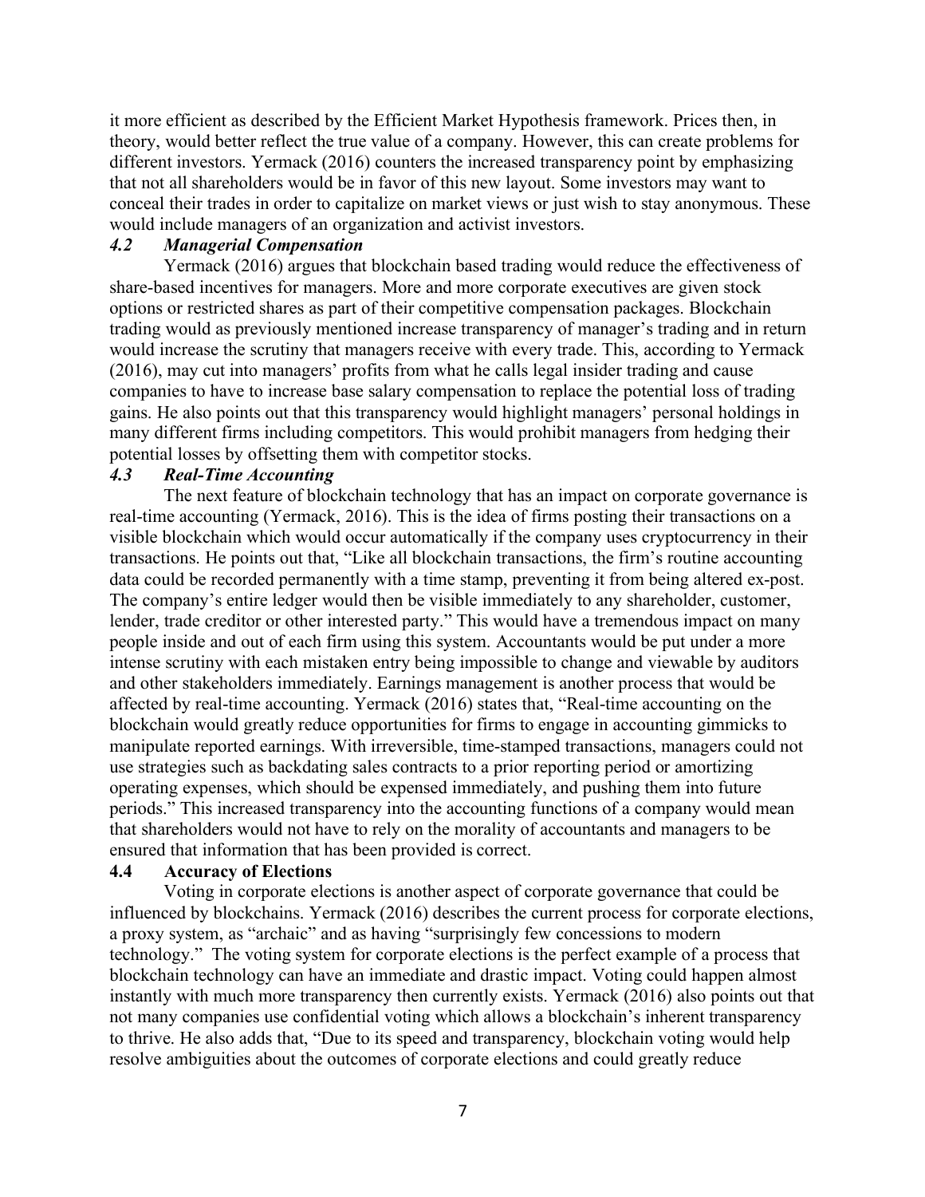it more efficient as described by the Efficient Market Hypothesis framework. Prices then, in theory, would better reflect the true value of a company. However, this can create problems for different investors. Yermack (2016) counters the increased transparency point by emphasizing that not all shareholders would be in favor of this new layout. Some investors may want to conceal their trades in order to capitalize on market views or just wish to stay anonymous. These would include managers of an organization and activist investors.

### *4.2 Managerial Compensation*

Yermack (2016) argues that blockchain based trading would reduce the effectiveness of share-based incentives for managers. More and more corporate executives are given stock options or restricted shares as part of their competitive compensation packages. Blockchain trading would as previously mentioned increase transparency of manager's trading and in return would increase the scrutiny that managers receive with every trade. This, according to Yermack (2016), may cut into managers' profits from what he calls legal insider trading and cause companies to have to increase base salary compensation to replace the potential loss of trading gains. He also points out that this transparency would highlight managers' personal holdings in many different firms including competitors. This would prohibit managers from hedging their potential losses by offsetting them with competitor stocks.

### *4.3 Real-Time Accounting*

The next feature of blockchain technology that has an impact on corporate governance is real-time accounting (Yermack, 2016). This is the idea of firms posting their transactions on a visible blockchain which would occur automatically if the company uses cryptocurrency in their transactions. He points out that, "Like all blockchain transactions, the firm's routine accounting data could be recorded permanently with a time stamp, preventing it from being altered ex-post. The company's entire ledger would then be visible immediately to any shareholder, customer, lender, trade creditor or other interested party." This would have a tremendous impact on many people inside and out of each firm using this system. Accountants would be put under a more intense scrutiny with each mistaken entry being impossible to change and viewable by auditors and other stakeholders immediately. Earnings management is another process that would be affected by real-time accounting. Yermack (2016) states that, "Real-time accounting on the blockchain would greatly reduce opportunities for firms to engage in accounting gimmicks to manipulate reported earnings. With irreversible, time-stamped transactions, managers could not use strategies such as backdating sales contracts to a prior reporting period or amortizing operating expenses, which should be expensed immediately, and pushing them into future periods." This increased transparency into the accounting functions of a company would mean that shareholders would not have to rely on the morality of accountants and managers to be ensured that information that has been provided is correct.

### **4.4 Accuracy of Elections**

Voting in corporate elections is another aspect of corporate governance that could be influenced by blockchains. Yermack (2016) describes the current process for corporate elections, a proxy system, as "archaic" and as having "surprisingly few concessions to modern technology." The voting system for corporate elections is the perfect example of a process that blockchain technology can have an immediate and drastic impact. Voting could happen almost instantly with much more transparency then currently exists. Yermack (2016) also points out that not many companies use confidential voting which allows a blockchain's inherent transparency to thrive. He also adds that, "Due to its speed and transparency, blockchain voting would help resolve ambiguities about the outcomes of corporate elections and could greatly reduce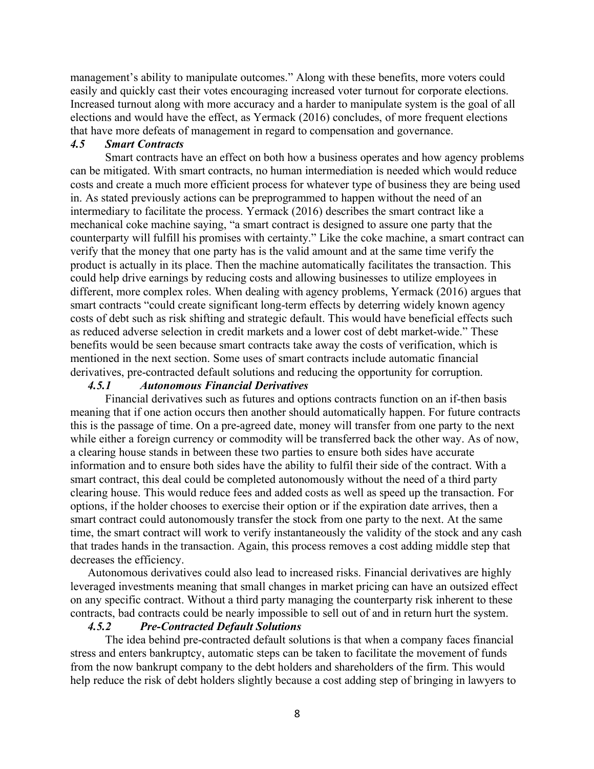management's ability to manipulate outcomes." Along with these benefits, more voters could easily and quickly cast their votes encouraging increased voter turnout for corporate elections. Increased turnout along with more accuracy and a harder to manipulate system is the goal of all elections and would have the effect, as Yermack (2016) concludes, of more frequent elections that have more defeats of management in regard to compensation and governance.

### *4.5 Smart Contracts*

Smart contracts have an effect on both how a business operates and how agency problems can be mitigated. With smart contracts, no human intermediation is needed which would reduce costs and create a much more efficient process for whatever type of business they are being used in. As stated previously actions can be preprogrammed to happen without the need of an intermediary to facilitate the process. Yermack (2016) describes the smart contract like a mechanical coke machine saying, "a smart contract is designed to assure one party that the counterparty will fulfill his promises with certainty." Like the coke machine, a smart contract can verify that the money that one party has is the valid amount and at the same time verify the product is actually in its place. Then the machine automatically facilitates the transaction. This could help drive earnings by reducing costs and allowing businesses to utilize employees in different, more complex roles. When dealing with agency problems, Yermack (2016) argues that smart contracts "could create significant long-term effects by deterring widely known agency costs of debt such as risk shifting and strategic default. This would have beneficial effects such as reduced adverse selection in credit markets and a lower cost of debt market-wide." These benefits would be seen because smart contracts take away the costs of verification, which is mentioned in the next section. Some uses of smart contracts include automatic financial derivatives, pre-contracted default solutions and reducing the opportunity for corruption.

#### *4.5.1 Autonomous Financial Derivatives*

Financial derivatives such as futures and options contracts function on an if-then basis meaning that if one action occurs then another should automatically happen. For future contracts this is the passage of time. On a pre-agreed date, money will transfer from one party to the next while either a foreign currency or commodity will be transferred back the other way. As of now, a clearing house stands in between these two parties to ensure both sides have accurate information and to ensure both sides have the ability to fulfil their side of the contract. With a smart contract, this deal could be completed autonomously without the need of a third party clearing house. This would reduce fees and added costs as well as speed up the transaction. For options, if the holder chooses to exercise their option or if the expiration date arrives, then a smart contract could autonomously transfer the stock from one party to the next. At the same time, the smart contract will work to verify instantaneously the validity of the stock and any cash that trades hands in the transaction. Again, this process removes a cost adding middle step that decreases the efficiency.

Autonomous derivatives could also lead to increased risks. Financial derivatives are highly leveraged investments meaning that small changes in market pricing can have an outsized effect on any specific contract. Without a third party managing the counterparty risk inherent to these contracts, bad contracts could be nearly impossible to sell out of and in return hurt the system.

#### *4.5.2 Pre-Contracted Default Solutions*

The idea behind pre-contracted default solutions is that when a company faces financial stress and enters bankruptcy, automatic steps can be taken to facilitate the movement of funds from the now bankrupt company to the debt holders and shareholders of the firm. This would help reduce the risk of debt holders slightly because a cost adding step of bringing in lawyers to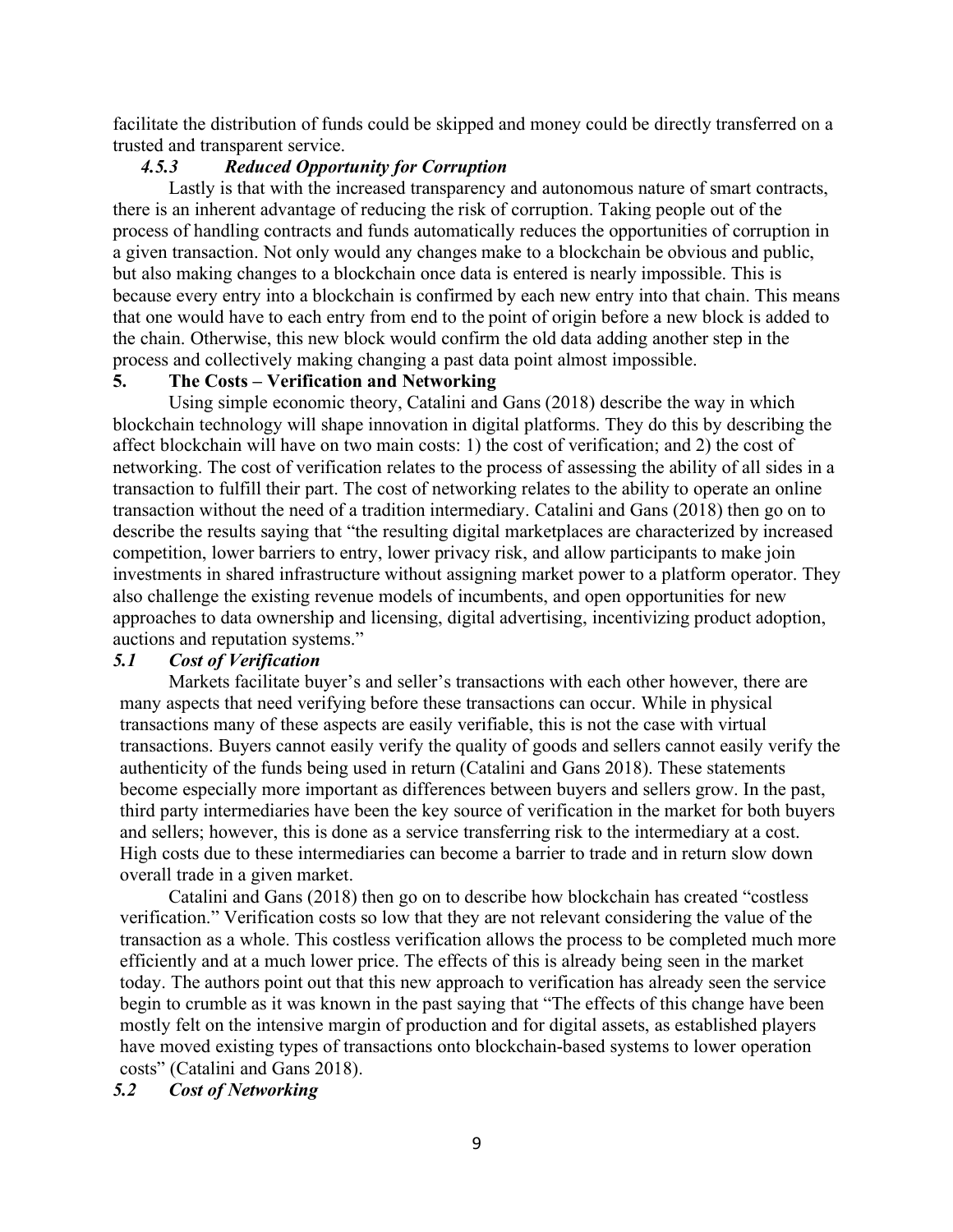facilitate the distribution of funds could be skipped and money could be directly transferred on a trusted and transparent service.

#### *4.5.3 Reduced Opportunity for Corruption*

Lastly is that with the increased transparency and autonomous nature of smart contracts, there is an inherent advantage of reducing the risk of corruption. Taking people out of the process of handling contracts and funds automatically reduces the opportunities of corruption in a given transaction. Not only would any changes make to a blockchain be obvious and public, but also making changes to a blockchain once data is entered is nearly impossible. This is because every entry into a blockchain is confirmed by each new entry into that chain. This means that one would have to each entry from end to the point of origin before a new block is added to the chain. Otherwise, this new block would confirm the old data adding another step in the process and collectively making changing a past data point almost impossible.

## 5. The Costs – Verification and Networking

Using simple economic theory, Catalini and Gans (2018) describe the way in which blockchain technology will shape innovation in digital platforms. They do this by describing the affect blockchain will have on two main costs: 1) the cost of verification; and 2) the cost of networking. The cost of verification relates to the process of assessing the ability of all sides in a transaction to fulfill their part. The cost of networking relates to the ability to operate an online transaction without the need of a tradition intermediary. Catalini and Gans (2018) then go on to describe the results saying that "the resulting digital marketplaces are characterized by increased competition, lower barriers to entry, lower privacy risk, and allow participants to make join investments in shared infrastructure without assigning market power to a platform operator. They also challenge the existing revenue models of incumbents, and open opportunities for new approaches to data ownership and licensing, digital advertising, incentivizing product adoption, auctions and reputation systems."

### *5.1 Cost of Verification*

Markets facilitate buyer's and seller's transactions with each other however, there are many aspects that need verifying before these transactions can occur. While in physical transactions many of these aspects are easily verifiable, this is not the case with virtual transactions. Buyers cannot easily verify the quality of goods and sellers cannot easily verify the authenticity of the funds being used in return (Catalini and Gans 2018). These statements become especially more important as differences between buyers and sellers grow. In the past, third party intermediaries have been the key source of verification in the market for both buyers and sellers; however, this is done as a service transferring risk to the intermediary at a cost. High costs due to these intermediaries can become a barrier to trade and in return slow down overall trade in a given market.

Catalini and Gans (2018) then go on to describe how blockchain has created "costless verification." Verification costs so low that they are not relevant considering the value of the transaction as a whole. This costless verification allows the process to be completed much more efficiently and at a much lower price. The effects of this is already being seen in the market today. The authors point out that this new approach to verification has already seen the service begin to crumble as it was known in the past saying that "The effects of this change have been mostly felt on the intensive margin of production and for digital assets, as established players have moved existing types of transactions onto blockchain-based systems to lower operation costs" (Catalini and Gans 2018).

### *5.2 Cost of Networking*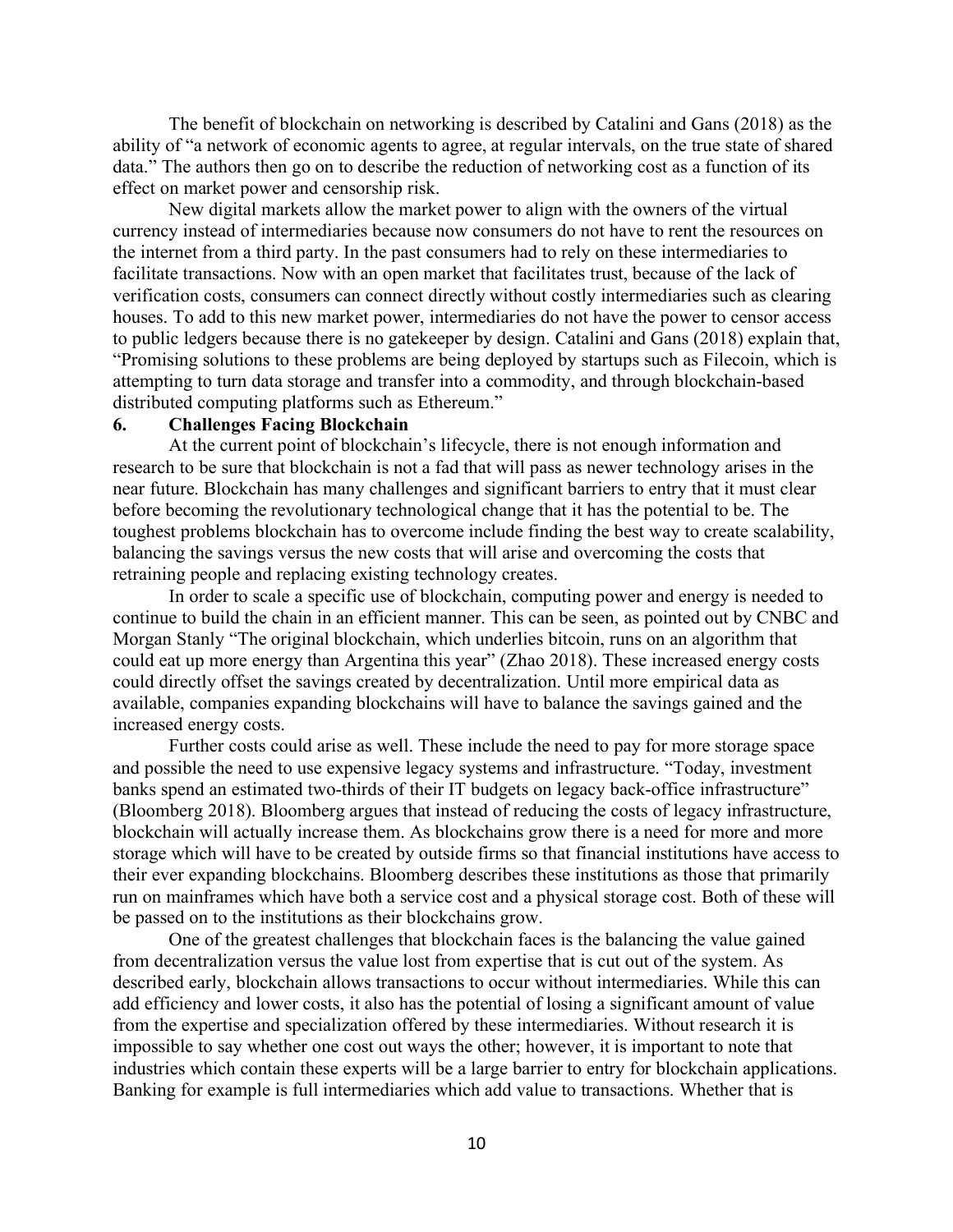The benefit of blockchain on networking is described by Catalini and Gans (2018) as the ability of "a network of economic agents to agree, at regular intervals, on the true state of shared data." The authors then go on to describe the reduction of networking cost as a function of its effect on market power and censorship risk.

New digital markets allow the market power to align with the owners of the virtual currency instead of intermediaries because now consumers do not have to rent the resources on the internet from a third party. In the past consumers had to rely on these intermediaries to facilitate transactions. Now with an open market that facilitates trust, because of the lack of verification costs, consumers can connect directly without costly intermediaries such as clearing houses. To add to this new market power, intermediaries do not have the power to censor access to public ledgers because there is no gatekeeper by design. Catalini and Gans (2018) explain that, "Promising solutions to these problems are being deployed by startups such as Filecoin, which is attempting to turn data storage and transfer into a commodity, and through blockchain-based distributed computing platforms such as Ethereum."

## 6. Challenges Facing Blockchain

At the current point of blockchain's lifecycle, there is not enough information and research to be sure that blockchain is not a fad that will pass as newer technology arises in the near future. Blockchain has many challenges and significant barriers to entry that it must clear before becoming the revolutionary technological change that it has the potential to be. The toughest problems blockchain has to overcome include finding the best way to create scalability, balancing the savings versus the new costs that will arise and overcoming the costs that retraining people and replacing existing technology creates.

In order to scale a specific use of blockchain, computing power and energy is needed to continue to build the chain in an efficient manner. This can be seen, as pointed out by CNBC and Morgan Stanly "The original blockchain, which underlies bitcoin, runs on an algorithm that could eat up more energy than Argentina this year" (Zhao 2018). These increased energy costs could directly offset the savings created by decentralization. Until more empirical data as available, companies expanding blockchains will have to balance the savings gained and the increased energy costs.

Further costs could arise as well. These include the need to pay for more storage space and possible the need to use expensive legacy systems and infrastructure. "Today, investment banks spend an estimated two-thirds of their IT budgets on legacy back-office infrastructure" (Bloomberg 2018). Bloomberg argues that instead of reducing the costs of legacy infrastructure, blockchain will actually increase them. As blockchains grow there is a need for more and more storage which will have to be created by outside firms so that financial institutions have access to their ever expanding blockchains. Bloomberg describes these institutions as those that primarily run on mainframes which have both a service cost and a physical storage cost. Both of these will be passed on to the institutions as their blockchains grow.

One of the greatest challenges that blockchain faces is the balancing the value gained from decentralization versus the value lost from expertise that is cut out of the system. As described early, blockchain allows transactions to occur without intermediaries. While this can add efficiency and lower costs, it also has the potential of losing a significant amount of value from the expertise and specialization offered by these intermediaries. Without research it is impossible to say whether one cost out ways the other; however, it is important to note that industries which contain these experts will be a large barrier to entry for blockchain applications. Banking for example is full intermediaries which add value to transactions. Whether that is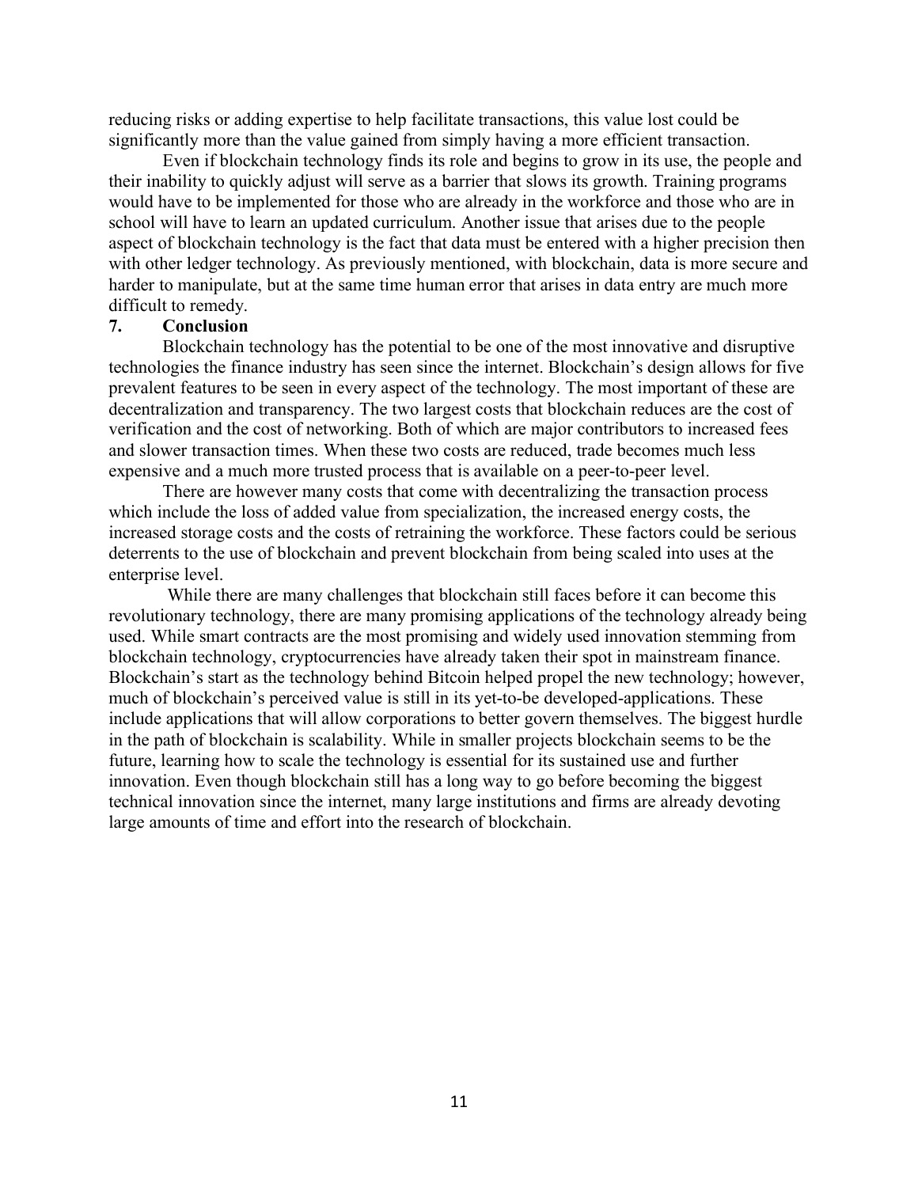reducing risks or adding expertise to help facilitate transactions, this value lost could be significantly more than the value gained from simply having a more efficient transaction.

Even if blockchain technology finds its role and begins to grow in its use, the people and their inability to quickly adjust will serve as a barrier that slows its growth. Training programs would have to be implemented for those who are already in the workforce and those who are in school will have to learn an updated curriculum. Another issue that arises due to the people aspect of blockchain technology is the fact that data must be entered with a higher precision then with other ledger technology. As previously mentioned, with blockchain, data is more secure and harder to manipulate, but at the same time human error that arises in data entry are much more difficult to remedy.

## 7. Conclusion

Blockchain technology has the potential to be one of the most innovative and disruptive technologies the finance industry has seen since the internet. Blockchain's design allows for five prevalent features to be seen in every aspect of the technology. The most important of these are decentralization and transparency. The two largest costs that blockchain reduces are the cost of verification and the cost of networking. Both of which are major contributors to increased fees and slower transaction times. When these two costs are reduced, trade becomes much less expensive and a much more trusted process that is available on a peer-to-peer level.

There are however many costs that come with decentralizing the transaction process which include the loss of added value from specialization, the increased energy costs, the increased storage costs and the costs of retraining the workforce. These factors could be serious deterrents to the use of blockchain and prevent blockchain from being scaled into uses at the enterprise level.

While there are many challenges that blockchain still faces before it can become this revolutionary technology, there are many promising applications of the technology already being used. While smart contracts are the most promising and widely used innovation stemming from blockchain technology, cryptocurrencies have already taken their spot in mainstream finance. Blockchain's start as the technology behind Bitcoin helped propel the new technology; however, much of blockchain's perceived value is still in its yet-to-be developed-applications. These include applications that will allow corporations to better govern themselves. The biggest hurdle in the path of blockchain is scalability. While in smaller projects blockchain seems to be the future, learning how to scale the technology is essential for its sustained use and further innovation. Even though blockchain still has a long way to go before becoming the biggest technical innovation since the internet, many large institutions and firms are already devoting large amounts of time and effort into the research of blockchain.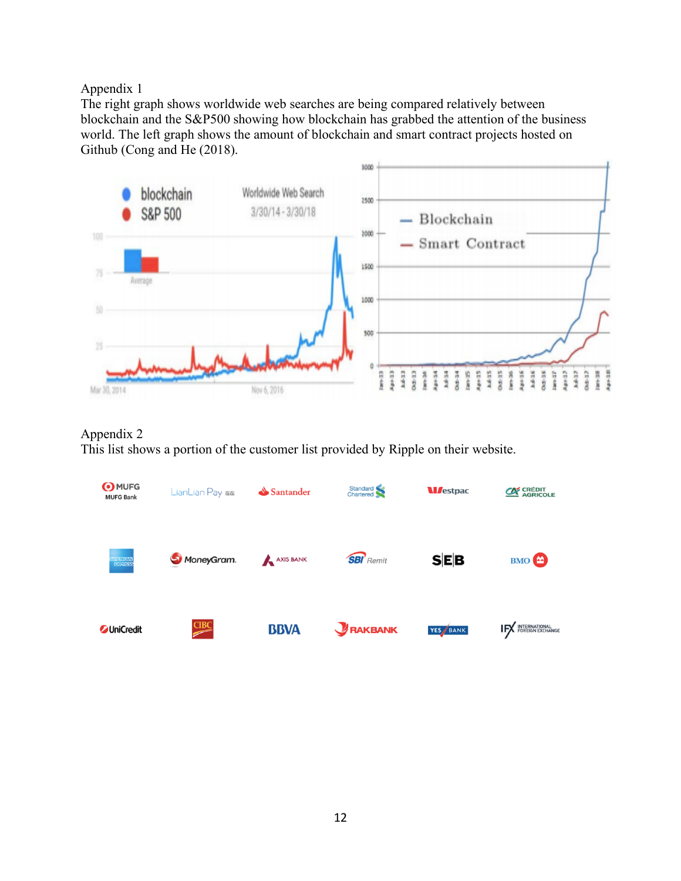Appendix 1

The right graph shows worldwide web searches are being compared relatively between blockchain and the S&P500 showing how blockchain has grabbed the attention of the business world. The left graph shows the amount of blockchain and smart contract projects hosted on Github (Cong and He (2018).

Appendix 2

This list shows a portion of the customer list provided by Ripple on their website.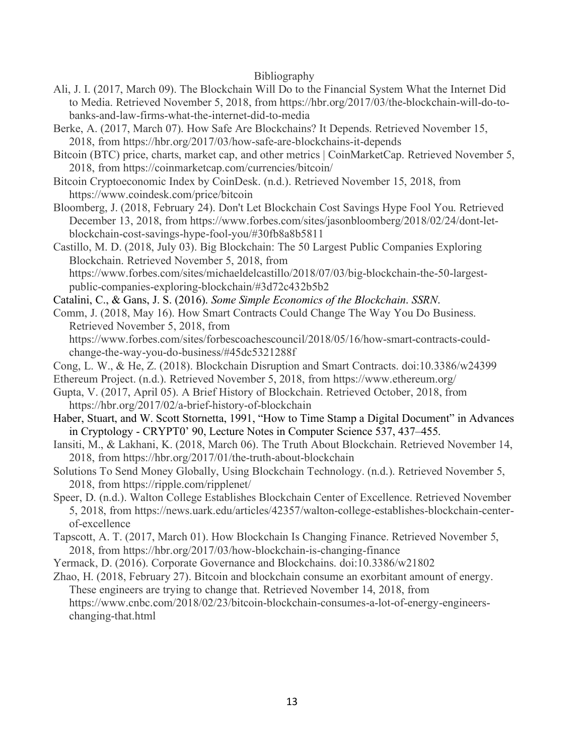# Bibliography

Ali, J. I. (2017, March 09). The Blockchain Will Do to the Financial System What the Internet Did to Media. Retrieved November 5, 2018, from https://hbr.org/2017/03/the-blockchain-will-do-to-banks-and-law-firms-what-the-internet-did-to-media

Berke, A. (2017, March 07). How Safe Are Blockchains? It Depends. Retrieved November 15, 2018, from https://hbr.org/2017/03/how-safe-are-blockchains-it-depends

Bitcoin (BTC) price, charts, market cap, and other metrics | CoinMarketCap. Retrieved November 5, 2018, from https://coinmarketcap.com/currencies/bitcoin/

Bitcoin Cryptoeconomic Index by CoinDesk. (n.d.). Retrieved November 15, 2018, from https://www.coindesk.com/price/bitcoin

Bloomberg, J. (2018, February 24). Don't Let Blockchain Cost Savings Hype Fool You. Retrieved December 13, 2018, from https://www.forbes.com/sites/jasonbloomberg/2018/02/24/dont-let-blockchain-cost-savings-hype-fool-you/#30fb8a8b5811

Castillo, M. D. (2018, July 03). Big Blockchain: The 50 Largest Public Companies Exploring Blockchain. Retrieved November 5, 2018, from https://www.forbes.com/sites/michaeldelcastillo/2018/07/03/big-blockchain-the-50-largest-public-companies-exploring-blockchain/#3d72c432b5b2

Catalini, C., & Gans, J. S. (2016). *Some Simple Economics of the Blockchain*. *SSRN*.

Comm, J. (2018, May 16). How Smart Contracts Could Change The Way You Do Business. Retrieved November 5, 2018, from https://www.forbes.com/sites/forbescoachescouncil/2018/05/16/how-smart-contracts-could-change-the-way-you-do-business/#45dc5321288f

Cong, L. W., & He, Z. (2018). Blockchain Disruption and Smart Contracts. doi:10.3386/w24399

Ethereum Project. (n.d.). Retrieved November 5, 2018, from https://www.ethereum.org/

Gupta, V. (2017, April 05). A Brief History of Blockchain. Retrieved October, 2018, from https://hbr.org/2017/02/a-brief-history-of-blockchain

Haber, Stuart, and W. Scott Stornetta, 1991, "How to Time Stamp a Digital Document" in Advances in Cryptology - CRYPT0' 90, Lecture Notes in Computer Science 537, 437–455.

Iansiti, M., & Lakhani, K. (2018, March 06). The Truth About Blockchain. Retrieved November 14, 2018, from https://hbr.org/2017/01/the-truth-about-blockchain

Solutions To Send Money Globally, Using Blockchain Technology. (n.d.). Retrieved November 5, 2018, from https://ripple.com/ripplenet/

Speer, D. (n.d.). Walton College Establishes Blockchain Center of Excellence. Retrieved November 5, 2018, from https://news.uark.edu/articles/42357/walton-college-establishes-blockchain-center-of-excellence

Tapscott, A. T. (2017, March 01). How Blockchain Is Changing Finance. Retrieved November 5, 2018, from https://hbr.org/2017/03/how-blockchain-is-changing-finance

Yermack, D. (2016). Corporate Governance and Blockchains. doi:10.3386/w21802

Zhao, H. (2018, February 27). Bitcoin and blockchain consume an exorbitant amount of energy. These engineers are trying to change that. Retrieved November 14, 2018, from https://www.cnbc.com/2018/02/23/bitcoin-blockchain-consumes-a-lot-of-energy-engineers-changing-that.html